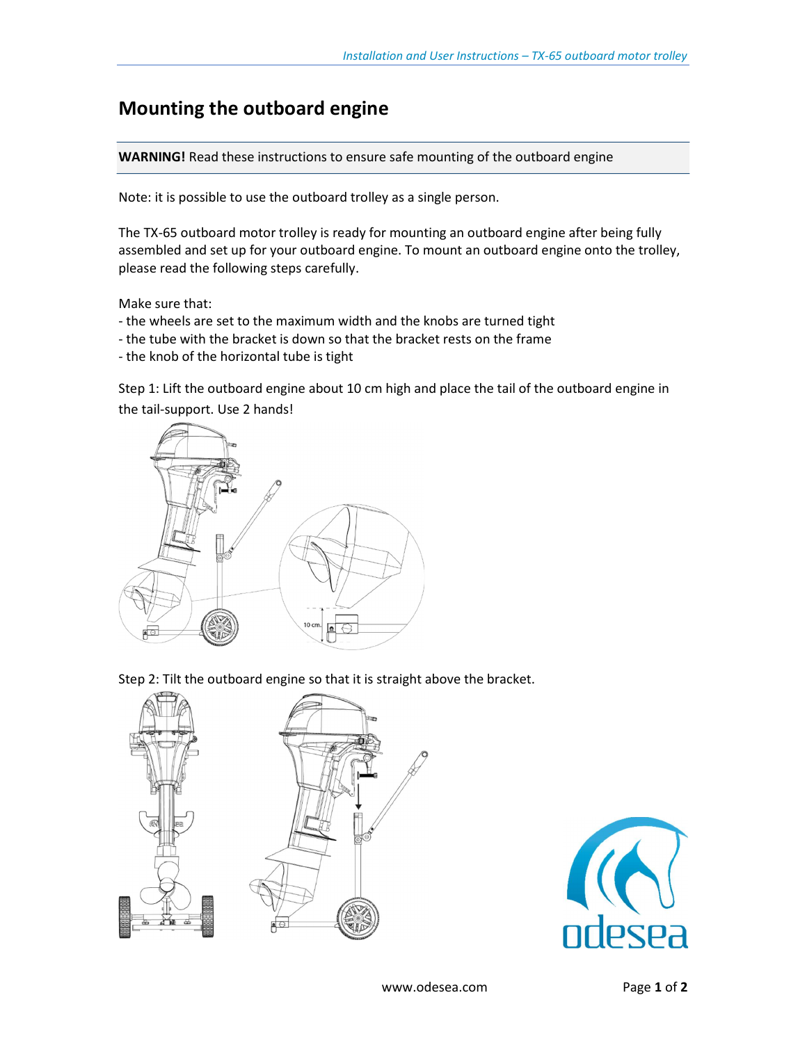# Mounting the outboard engine

**WARNING!** Read these instructions to ensure safe mounting of the outboard engine

Note: it is possible to use the outboard trolley as a single person.

The TX-65 outboard motor trolley is ready for mounting an outboard engine after being fully assembled and set up for your outboard engine. To mount an outboard engine onto the trolley, please read the following steps carefully.

Make sure that:
- the wheels are set to the maximum width and the knobs are turned tight
- the tube with the bracket is down so that the bracket rests on the frame
- the knob of the horizontal tube is tight

Step 1: Lift the outboard engine about 10 cm high and place the tail of the outboard engine in the tail-support. Use 2 hands!

Step 2: Tilt the outboard engine so that it is straight above the bracket.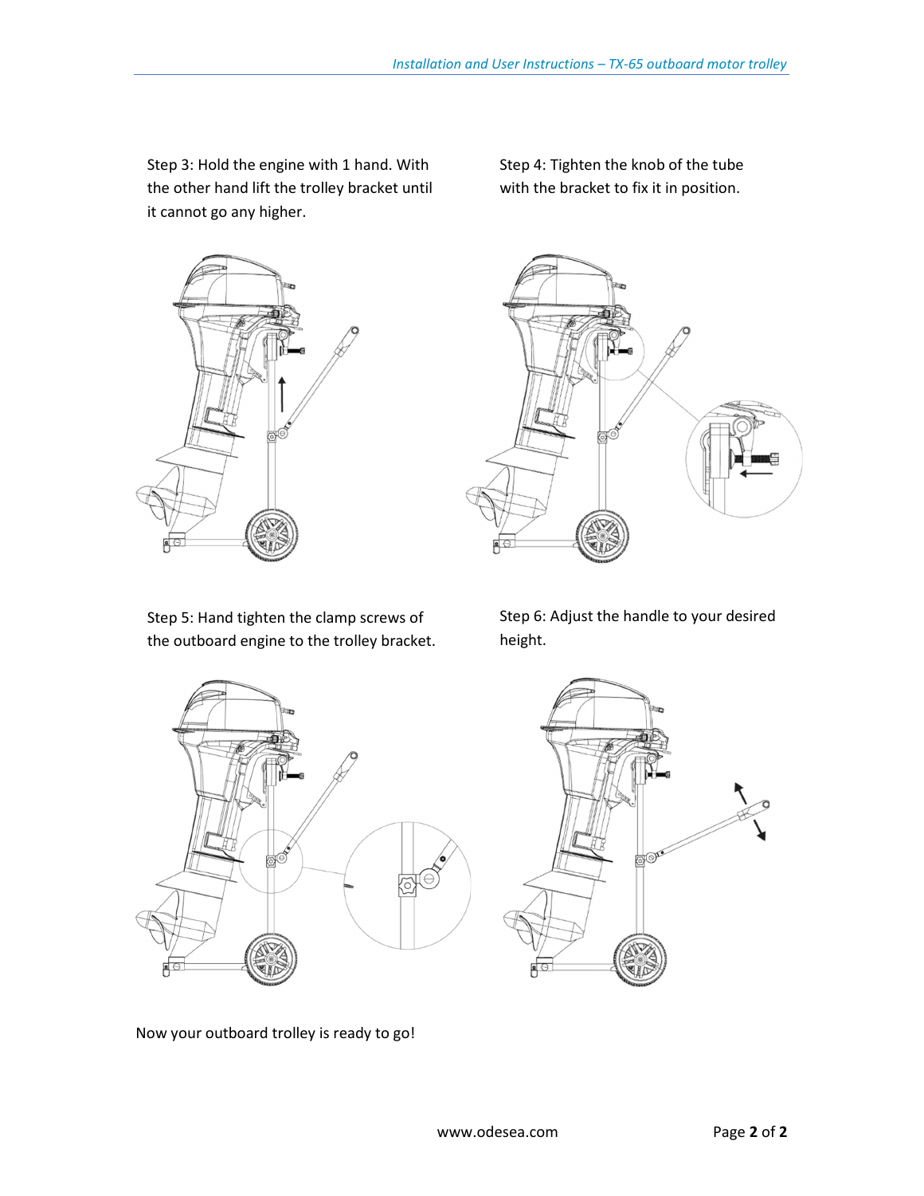Step 3: Hold the engine with 1 hand. With the other hand lift the trolley bracket until it cannot go any higher.

Step 4: Tighten the knob of the tube with the bracket to fix it in position.

Step 5: Hand tighten the clamp screws of the outboard engine to the trolley bracket.

Step 6: Adjust the handle to your desired height.

Now your outboard trolley is ready to go!

www.odesea.com